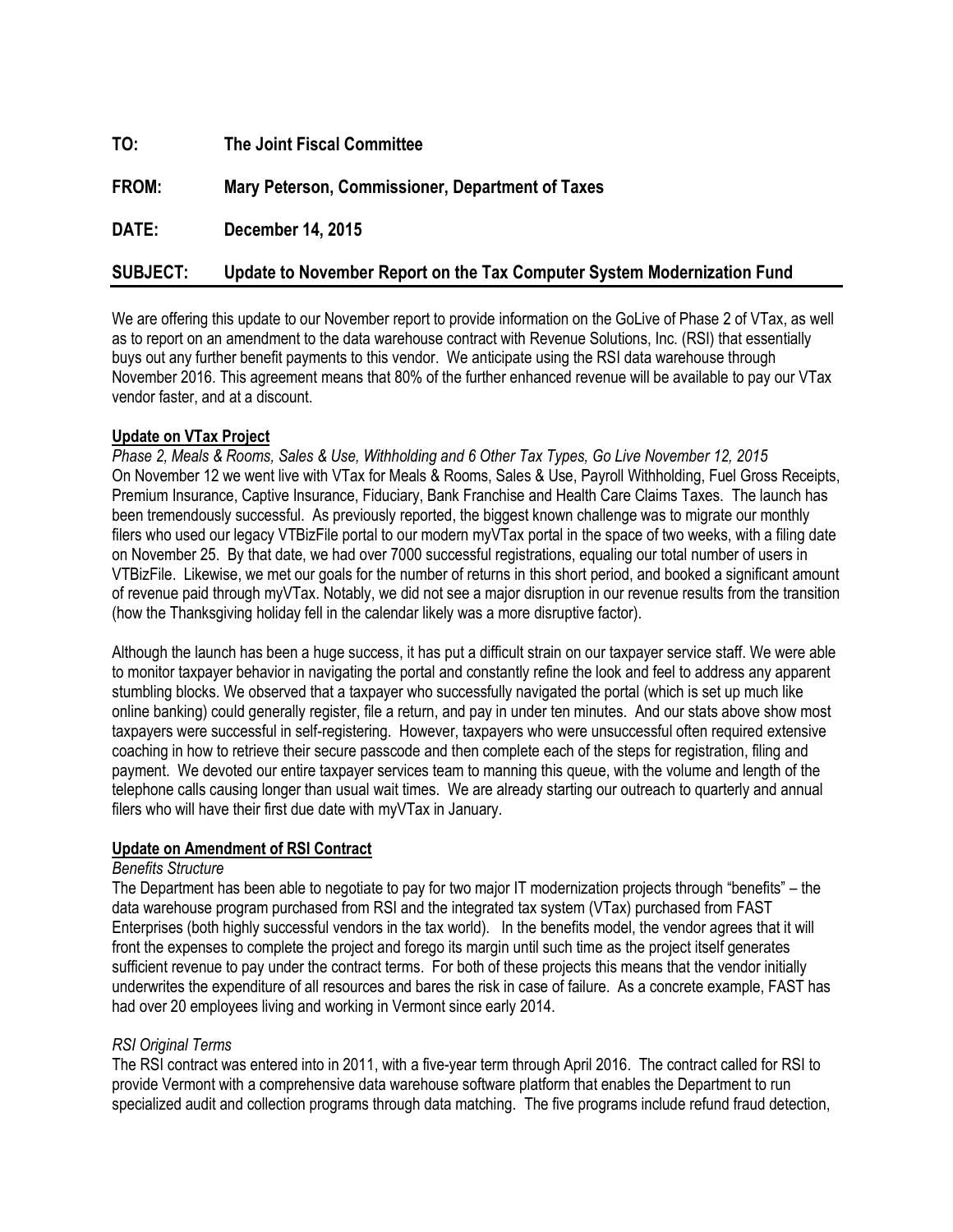**TO:** **The Joint Fiscal Committee**

**FROM:** **Mary Peterson, Commissioner, Department of Taxes**

**DATE:** **December 14, 2015**

**SUBJECT:** **Update to November Report on the Tax Computer System Modernization Fund**

---

We are offering this update to our November report to provide information on the GoLive of Phase 2 of VTax, as well as to report on an amendment to the data warehouse contract with Revenue Solutions, Inc. (RSI) that essentially buys out any further benefit payments to this vendor. We anticipate using the RSI data warehouse through November 2016. This agreement means that 80% of the further enhanced revenue will be available to pay our VTax vendor faster, and at a discount.

**Update on VTax Project**

*Phase 2, Meals & Rooms, Sales & Use, Withholding and 6 Other Tax Types, Go Live November 12, 2015*

On November 12 we went live with VTax for Meals & Rooms, Sales & Use, Payroll Withholding, Fuel Gross Receipts, Premium Insurance, Captive Insurance, Fiduciary, Bank Franchise and Health Care Claims Taxes. The launch has been tremendously successful. As previously reported, the biggest known challenge was to migrate our monthly filers who used our legacy VTBizFile portal to our modern myVTax portal in the space of two weeks, with a filing date on November 25. By that date, we had over 7000 successful registrations, equaling our total number of users in VTBizFile. Likewise, we met our goals for the number of returns in this short period, and booked a significant amount of revenue paid through myVTax. Notably, we did not see a major disruption in our revenue results from the transition (how the Thanksgiving holiday fell in the calendar likely was a more disruptive factor).

Although the launch has been a huge success, it has put a difficult strain on our taxpayer service staff. We were able to monitor taxpayer behavior in navigating the portal and constantly refine the look and feel to address any apparent stumbling blocks. We observed that a taxpayer who successfully navigated the portal (which is set up much like online banking) could generally register, file a return, and pay in under ten minutes. And our stats above show most taxpayers were successful in self-registering. However, taxpayers who were unsuccessful often required extensive coaching in how to retrieve their secure passcode and then complete each of the steps for registration, filing and payment. We devoted our entire taxpayer services team to manning this queue, with the volume and length of the telephone calls causing longer than usual wait times. We are already starting our outreach to quarterly and annual filers who will have their first due date with myVTax in January.

**Update on Amendment of RSI Contract**

*Benefits Structure*

The Department has been able to negotiate to pay for two major IT modernization projects through "benefits" – the data warehouse program purchased from RSI and the integrated tax system (VTax) purchased from FAST Enterprises (both highly successful vendors in the tax world). In the benefits model, the vendor agrees that it will front the expenses to complete the project and forego its margin until such time as the project itself generates sufficient revenue to pay under the contract terms. For both of these projects this means that the vendor initially underwrites the expenditure of all resources and bares the risk in case of failure. As a concrete example, FAST has had over 20 employees living and working in Vermont since early 2014.

*RSI Original Terms*

The RSI contract was entered into in 2011, with a five-year term through April 2016. The contract called for RSI to provide Vermont with a comprehensive data warehouse software platform that enables the Department to run specialized audit and collection programs through data matching. The five programs include refund fraud detection,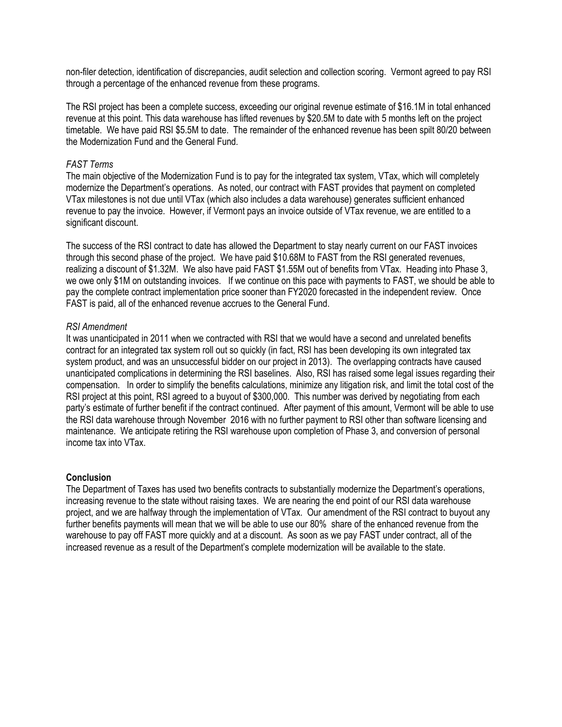non-filer detection, identification of discrepancies, audit selection and collection scoring. Vermont agreed to pay RSI through a percentage of the enhanced revenue from these programs.

The RSI project has been a complete success, exceeding our original revenue estimate of $16.1M in total enhanced revenue at this point. This data warehouse has lifted revenues by $20.5M to date with 5 months left on the project timetable. We have paid RSI $5.5M to date. The remainder of the enhanced revenue has been spilt 80/20 between the Modernization Fund and the General Fund.

*FAST Terms*

The main objective of the Modernization Fund is to pay for the integrated tax system, VTax, which will completely modernize the Department's operations. As noted, our contract with FAST provides that payment on completed VTax milestones is not due until VTax (which also includes a data warehouse) generates sufficient enhanced revenue to pay the invoice. However, if Vermont pays an invoice outside of VTax revenue, we are entitled to a significant discount.

The success of the RSI contract to date has allowed the Department to stay nearly current on our FAST invoices through this second phase of the project. We have paid $10.68M to FAST from the RSI generated revenues, realizing a discount of $1.32M. We also have paid FAST $1.55M out of benefits from VTax. Heading into Phase 3, we owe only $1M on outstanding invoices. If we continue on this pace with payments to FAST, we should be able to pay the complete contract implementation price sooner than FY2020 forecasted in the independent review. Once FAST is paid, all of the enhanced revenue accrues to the General Fund.

*RSI Amendment*

It was unanticipated in 2011 when we contracted with RSI that we would have a second and unrelated benefits contract for an integrated tax system roll out so quickly (in fact, RSI has been developing its own integrated tax system product, and was an unsuccessful bidder on our project in 2013). The overlapping contracts have caused unanticipated complications in determining the RSI baselines. Also, RSI has raised some legal issues regarding their compensation. In order to simplify the benefits calculations, minimize any litigation risk, and limit the total cost of the RSI project at this point, RSI agreed to a buyout of $300,000. This number was derived by negotiating from each party's estimate of further benefit if the contract continued. After payment of this amount, Vermont will be able to use the RSI data warehouse through November 2016 with no further payment to RSI other than software licensing and maintenance. We anticipate retiring the RSI warehouse upon completion of Phase 3, and conversion of personal income tax into VTax.

**Conclusion**

The Department of Taxes has used two benefits contracts to substantially modernize the Department's operations, increasing revenue to the state without raising taxes. We are nearing the end point of our RSI data warehouse project, and we are halfway through the implementation of VTax. Our amendment of the RSI contract to buyout any further benefits payments will mean that we will be able to use our 80% share of the enhanced revenue from the warehouse to pay off FAST more quickly and at a discount. As soon as we pay FAST under contract, all of the increased revenue as a result of the Department's complete modernization will be available to the state.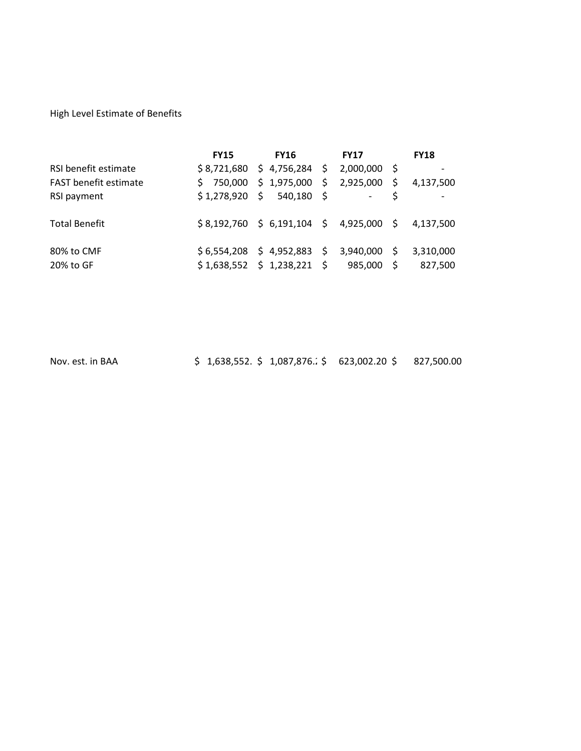High Level Estimate of Benefits

| | FY15 | FY16 | FY17 | FY18 |
|---|---|---|---|---|
| RSI benefit estimate | $ 8,721,680 | $ 4,756,284 | $ 2,000,000 | $ - |
| FAST benefit estimate | $ 750,000 | $ 1,975,000 | $ 2,925,000 | $ 4,137,500 |
| RSI payment | $ 1,278,920 | $ 540,180 | $ - | $ - |
| | | | | |
| Total Benefit | $ 8,192,760 | $ 6,191,104 | $ 4,925,000 | $ 4,137,500 |
| | | | | |
| 80% to CMF | $ 6,554,208 | $ 4,952,883 | $ 3,940,000 | $ 3,310,000 |
| 20% to GF | $ 1,638,552 | $ 1,238,221 | $ 985,000 | $ 827,500 |

| | | | | |
|---|---|---|---|---|
| Nov. est. in BAA | $ 1,638,552. | $ 1,087,876.: | $ 623,002.20 | $ 827,500.00 |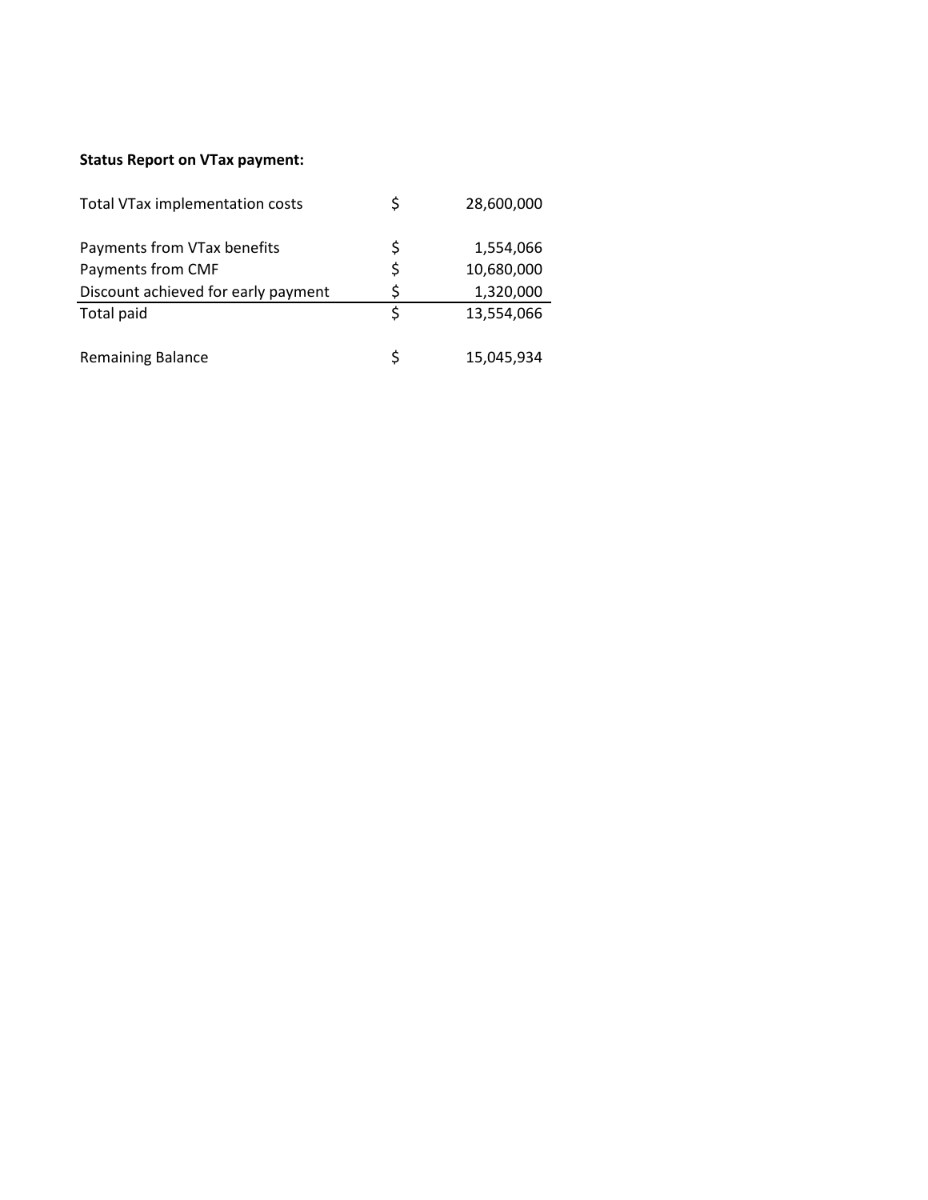**Status Report on VTax payment:**

| | | |
|---|---|---|
| Total VTax implementation costs | $ | 28,600,000 |
| | | |
| Payments from VTax benefits | $ | 1,554,066 |
| Payments from CMF | $ | 10,680,000 |
| Discount achieved for early payment | $ | 1,320,000 |
| Total paid | $ | 13,554,066 |
| | | |
| Remaining Balance | $ | 15,045,934 |